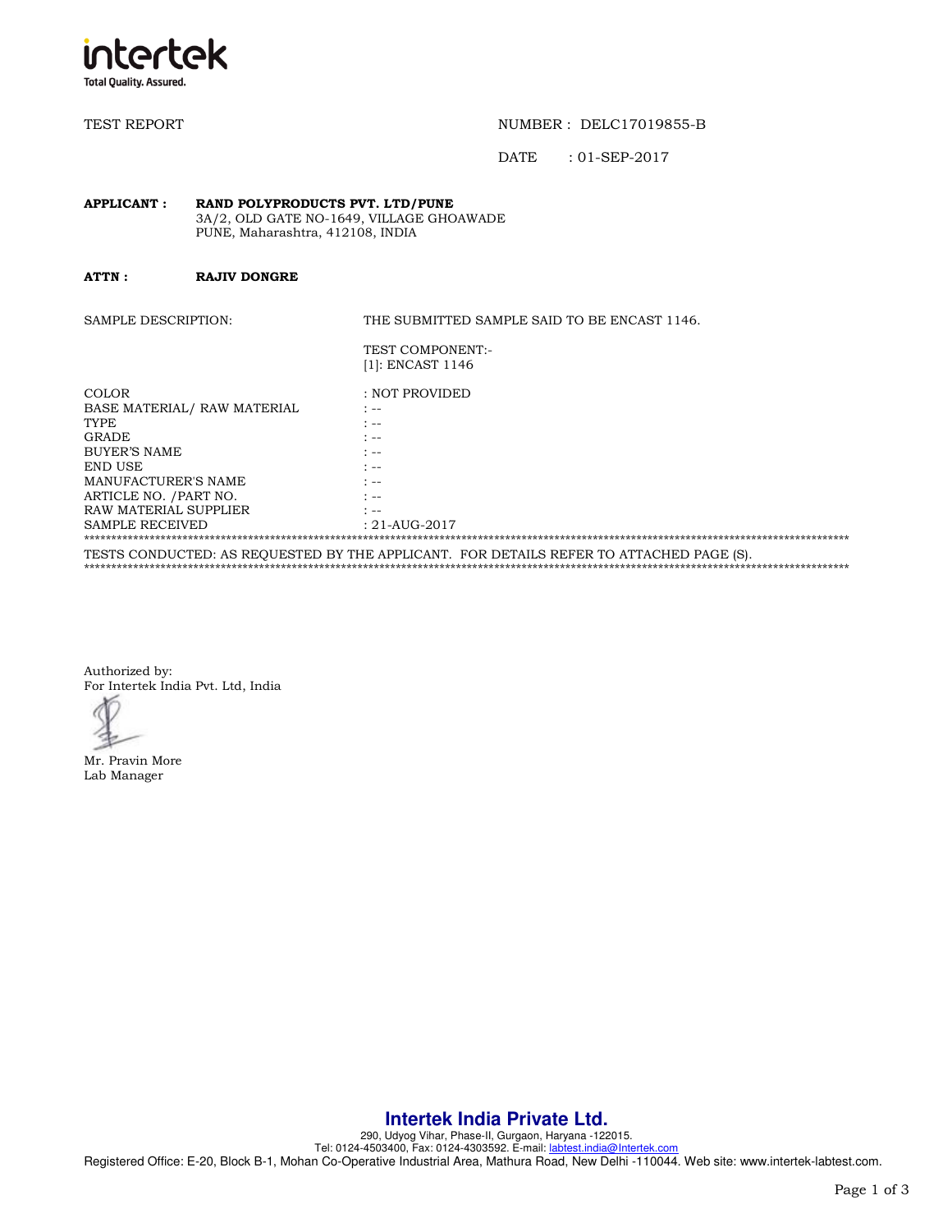intertek
Total Quality. Assured.

TEST REPORT

NUMBER : DELC17019855-B

DATE : 01-SEP-2017

**APPLICANT :** **RAND POLYPRODUCTS PVT. LTD/PUNE**
3A/2, OLD GATE NO-1649, VILLAGE GHOAWADE
PUNE, Maharashtra, 412108, INDIA

**ATTN :** **RAJIV DONGRE**

SAMPLE DESCRIPTION: THE SUBMITTED SAMPLE SAID TO BE ENCAST 1146.

TEST COMPONENT:-
[1]: ENCAST 1146

| | |
|---|---|
| COLOR | : NOT PROVIDED |
| BASE MATERIAL/ RAW MATERIAL | : -- |
| TYPE | : -- |
| GRADE | : -- |
| BUYER'S NAME | : -- |
| END USE | : -- |
| MANUFACTURER'S NAME | : -- |
| ARTICLE NO. /PART NO. | : -- |
| RAW MATERIAL SUPPLIER | : -- |
| SAMPLE RECEIVED | : 21-AUG-2017 |

TESTS CONDUCTED: AS REQUESTED BY THE APPLICANT. FOR DETAILS REFER TO ATTACHED PAGE (S).

Authorized by:
For Intertek India Pvt. Ltd, India

Mr. Pravin More
Lab Manager

**Intertek India Private Ltd.**
290, Udyog Vihar, Phase-II, Gurgaon, Haryana -122015.
Tel: 0124-4503400, Fax: 0124-4303592. E-mail: labtest.india@Intertek.com
Registered Office: E-20, Block B-1, Mohan Co-Operative Industrial Area, Mathura Road, New Delhi -110044. Web site: www.intertek-labtest.com.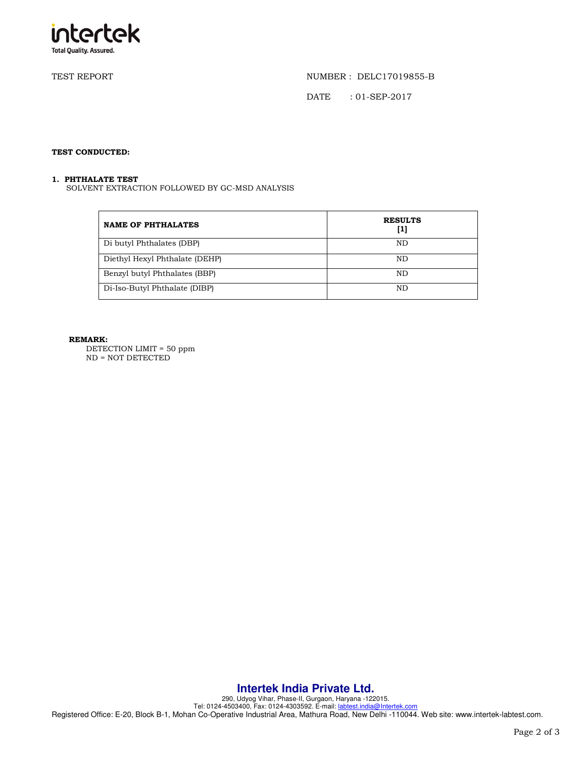TEST REPORT

NUMBER : DELC17019855-B

DATE : 01-SEP-2017

**TEST CONDUCTED:**

**1. PHTHALATE TEST**

SOLVENT EXTRACTION FOLLOWED BY GC-MSD ANALYSIS

| NAME OF PHTHALATES | RESULTS [1] |
|---|---|
| Di butyl Phthalates (DBP) | ND |
| Diethyl Hexyl Phthalate (DEHP) | ND |
| Benzyl butyl Phthalates (BBP) | ND |
| Di-Iso-Butyl Phthalate (DIBP) | ND |

**REMARK:**

DETECTION LIMIT = 50 ppm

ND = NOT DETECTED

**Intertek India Private Ltd.**

290, Udyog Vihar, Phase-II, Gurgaon, Haryana -122015.

Tel: 0124-4503400, Fax: 0124-4303592. E-mail: labtest.india@Intertek.com

Registered Office: E-20, Block B-1, Mohan Co-Operative Industrial Area, Mathura Road, New Delhi -110044. Web site: www.intertek-labtest.com.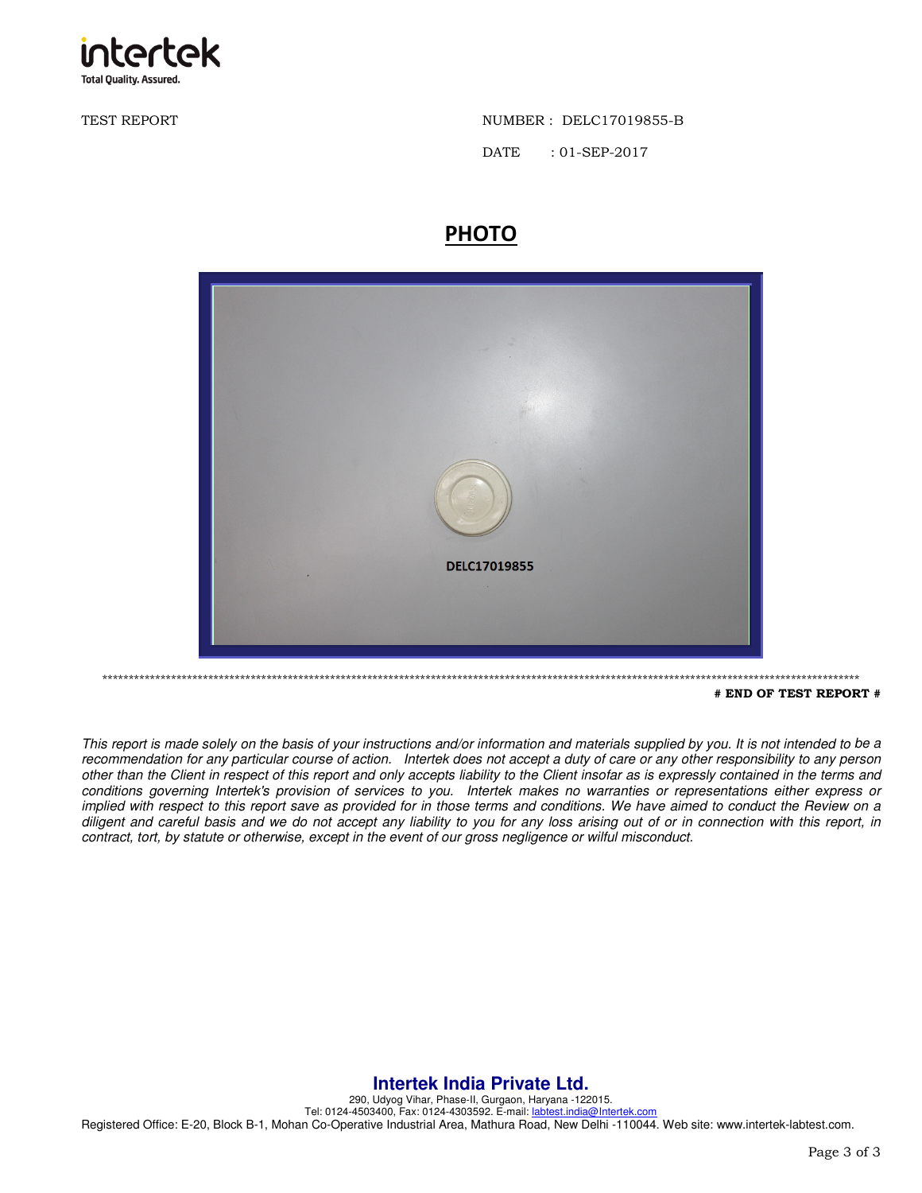TEST REPORT

NUMBER : DELC17019855-B

DATE : 01-SEP-2017

## PHOTO

DELC17019855

*******************************************************************************************************************************************

**# END OF TEST REPORT #**

*This report is made solely on the basis of your instructions and/or information and materials supplied by you. It is not intended to be a recommendation for any particular course of action. Intertek does not accept a duty of care or any other responsibility to any person other than the Client in respect of this report and only accepts liability to the Client insofar as is expressly contained in the terms and conditions governing Intertek's provision of services to you. Intertek makes no warranties or representations either express or implied with respect to this report save as provided for in those terms and conditions. We have aimed to conduct the Review on a diligent and careful basis and we do not accept any liability to you for any loss arising out of or in connection with this report, in contract, tort, by statute or otherwise, except in the event of our gross negligence or wilful misconduct.*

**Intertek India Private Ltd.**

290, Udyog Vihar, Phase-II, Gurgaon, Haryana -122015.
Tel: 0124-4503400, Fax: 0124-4303592. E-mail: labtest.india@Intertek.com
Registered Office: E-20, Block B-1, Mohan Co-Operative Industrial Area, Mathura Road, New Delhi -110044. Web site: www.intertek-labtest.com.